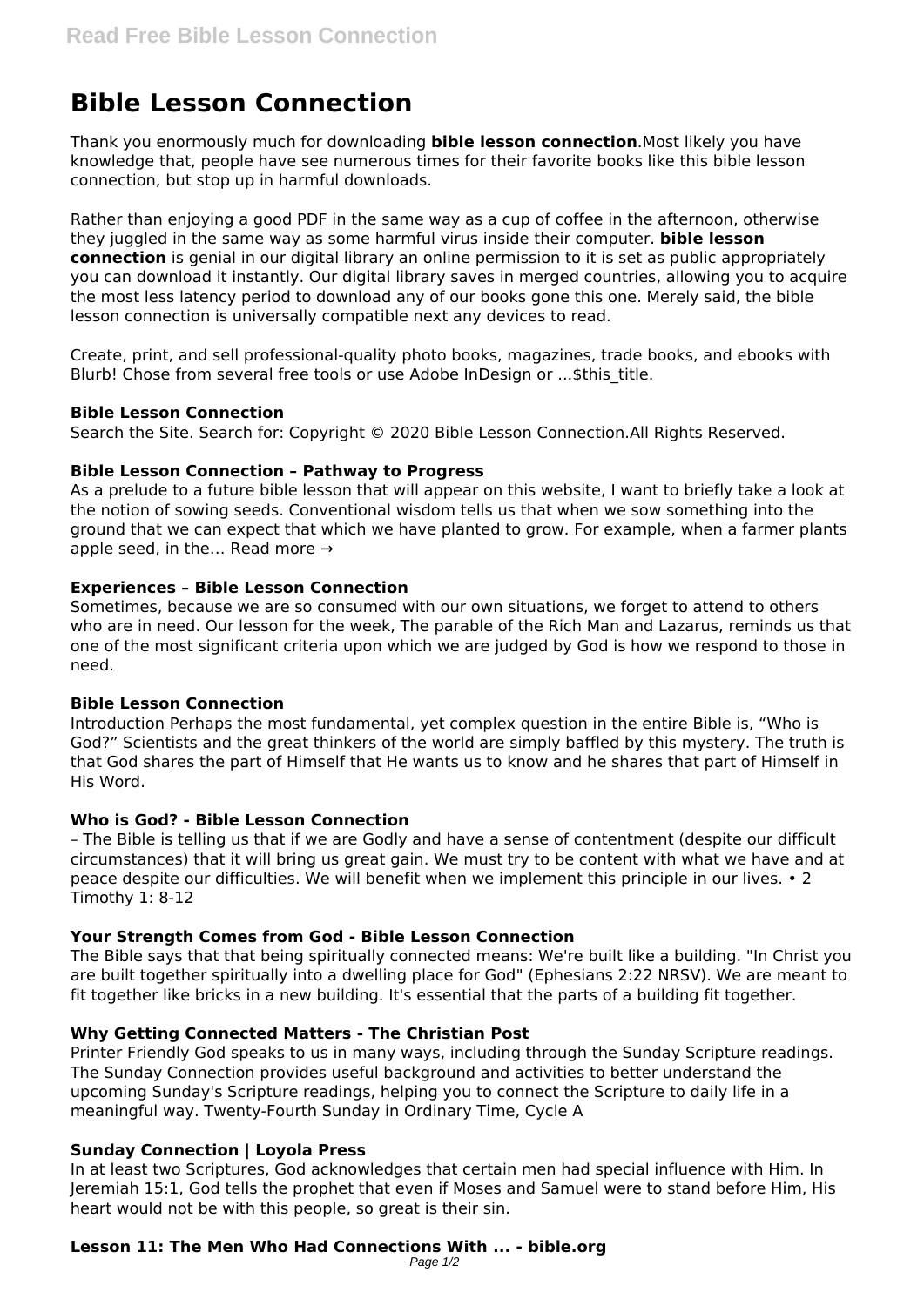# Bible Lesson Connection

Thank you enormously much for downloading **bible lesson connection**.Most likely you have knowledge that, people have see numerous times for their favorite books like this bible lesson connection, but stop up in harmful downloads.

Rather than enjoying a good PDF in the same way as a cup of coffee in the afternoon, otherwise they juggled in the same way as some harmful virus inside their computer. **bible lesson connection** is genial in our digital library an online permission to it is set as public appropriately you can download it instantly. Our digital library saves in merged countries, allowing you to acquire the most less latency period to download any of our books gone this one. Merely said, the bible lesson connection is universally compatible next any devices to read.

Create, print, and sell professional-quality photo books, magazines, trade books, and ebooks with Blurb! Chose from several free tools or use Adobe InDesign or ...$this_title.

### Bible Lesson Connection

Search the Site. Search for: Copyright © 2020 Bible Lesson Connection.All Rights Reserved.

### Bible Lesson Connection – Pathway to Progress

As a prelude to a future bible lesson that will appear on this website, I want to briefly take a look at the notion of sowing seeds. Conventional wisdom tells us that when we sow something into the ground that we can expect that which we have planted to grow. For example, when a farmer plants apple seed, in the… Read more →

### Experiences – Bible Lesson Connection

Sometimes, because we are so consumed with our own situations, we forget to attend to others who are in need. Our lesson for the week, The parable of the Rich Man and Lazarus, reminds us that one of the most significant criteria upon which we are judged by God is how we respond to those in need.

### Bible Lesson Connection

Introduction Perhaps the most fundamental, yet complex question in the entire Bible is, "Who is God?" Scientists and the great thinkers of the world are simply baffled by this mystery. The truth is that God shares the part of Himself that He wants us to know and he shares that part of Himself in His Word.

### Who is God? - Bible Lesson Connection

– The Bible is telling us that if we are Godly and have a sense of contentment (despite our difficult circumstances) that it will bring us great gain. We must try to be content with what we have and at peace despite our difficulties. We will benefit when we implement this principle in our lives. • 2 Timothy 1: 8-12

### Your Strength Comes from God - Bible Lesson Connection

The Bible says that that being spiritually connected means: We're built like a building. "In Christ you are built together spiritually into a dwelling place for God" (Ephesians 2:22 NRSV). We are meant to fit together like bricks in a new building. It's essential that the parts of a building fit together.

### Why Getting Connected Matters - The Christian Post

Printer Friendly God speaks to us in many ways, including through the Sunday Scripture readings. The Sunday Connection provides useful background and activities to better understand the upcoming Sunday's Scripture readings, helping you to connect the Scripture to daily life in a meaningful way. Twenty-Fourth Sunday in Ordinary Time, Cycle A

### Sunday Connection | Loyola Press

In at least two Scriptures, God acknowledges that certain men had special influence with Him. In Jeremiah 15:1, God tells the prophet that even if Moses and Samuel were to stand before Him, His heart would not be with this people, so great is their sin.

### Lesson 11: The Men Who Had Connections With ... - bible.org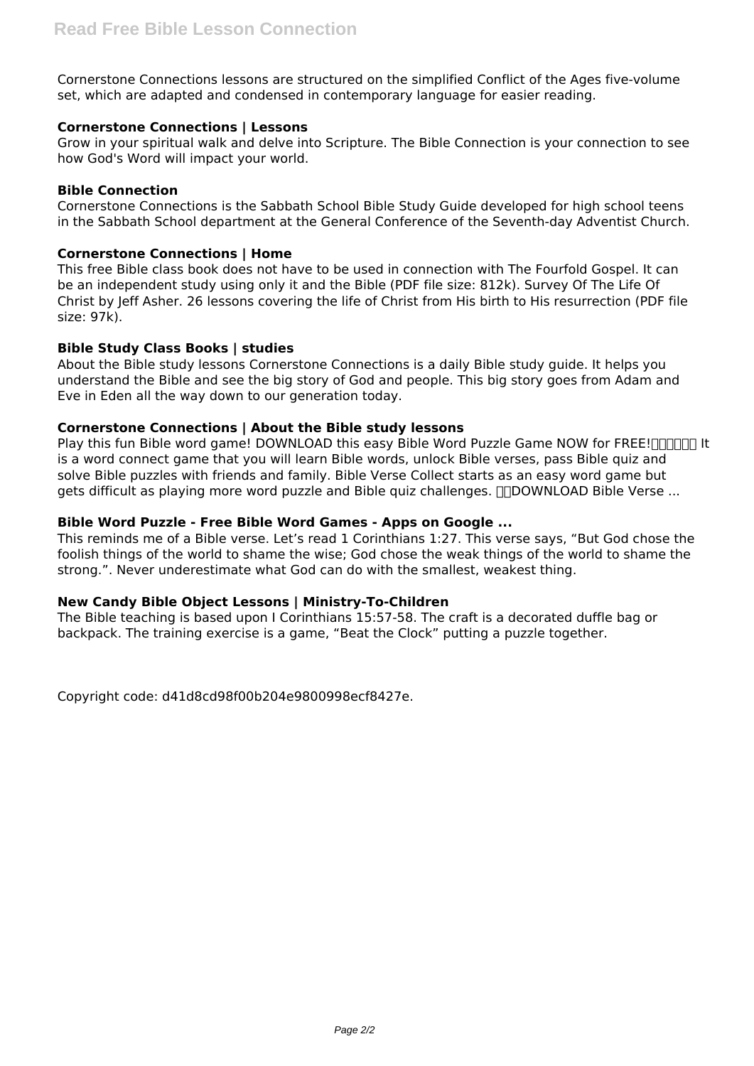Cornerstone Connections lessons are structured on the simplified Conflict of the Ages five-volume set, which are adapted and condensed in contemporary language for easier reading.

**Cornerstone Connections | Lessons**

Grow in your spiritual walk and delve into Scripture. The Bible Connection is your connection to see how God's Word will impact your world.

**Bible Connection**

Cornerstone Connections is the Sabbath School Bible Study Guide developed for high school teens in the Sabbath School department at the General Conference of the Seventh-day Adventist Church.

**Cornerstone Connections | Home**

This free Bible class book does not have to be used in connection with The Fourfold Gospel. It can be an independent study using only it and the Bible (PDF file size: 812k). Survey Of The Life Of Christ by Jeff Asher. 26 lessons covering the life of Christ from His birth to His resurrection (PDF file size: 97k).

**Bible Study Class Books | studies**

About the Bible study lessons Cornerstone Connections is a daily Bible study guide. It helps you understand the Bible and see the big story of God and people. This big story goes from Adam and Eve in Eden all the way down to our generation today.

**Cornerstone Connections | About the Bible study lessons**

Play this fun Bible word game! DOWNLOAD this easy Bible Word Puzzle Game NOW for FREE!□□□□□□ It is a word connect game that you will learn Bible words, unlock Bible verses, pass Bible quiz and solve Bible puzzles with friends and family. Bible Verse Collect starts as an easy word game but gets difficult as playing more word puzzle and Bible quiz challenges. □□DOWNLOAD Bible Verse ...

**Bible Word Puzzle - Free Bible Word Games - Apps on Google ...**

This reminds me of a Bible verse. Let's read 1 Corinthians 1:27. This verse says, "But God chose the foolish things of the world to shame the wise; God chose the weak things of the world to shame the strong.". Never underestimate what God can do with the smallest, weakest thing.

**New Candy Bible Object Lessons | Ministry-To-Children**

The Bible teaching is based upon I Corinthians 15:57-58. The craft is a decorated duffle bag or backpack. The training exercise is a game, "Beat the Clock" putting a puzzle together.

Copyright code: d41d8cd98f00b204e9800998ecf8427e.